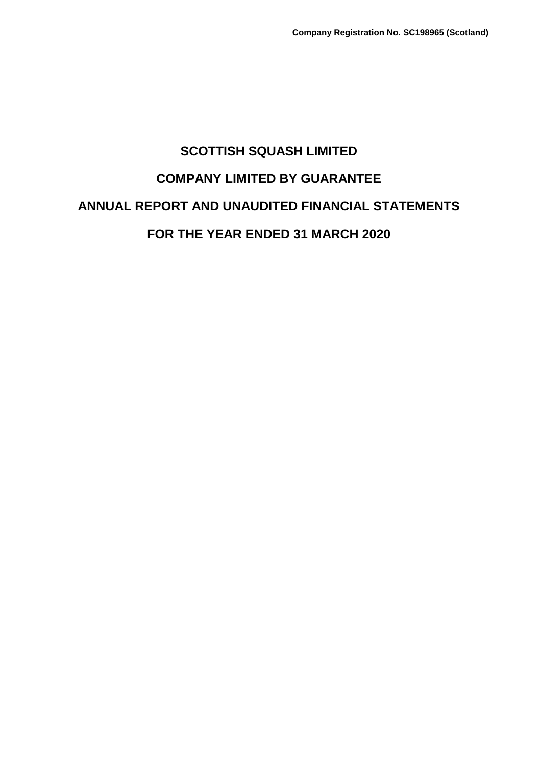**Company Registration No. SC198965 (Scotland)**

# SCOTTISH SQUASH LIMITED

## COMPANY LIMITED BY GUARANTEE

## ANNUAL REPORT AND UNAUDITED FINANCIAL STATEMENTS

## FOR THE YEAR ENDED 31 MARCH 2020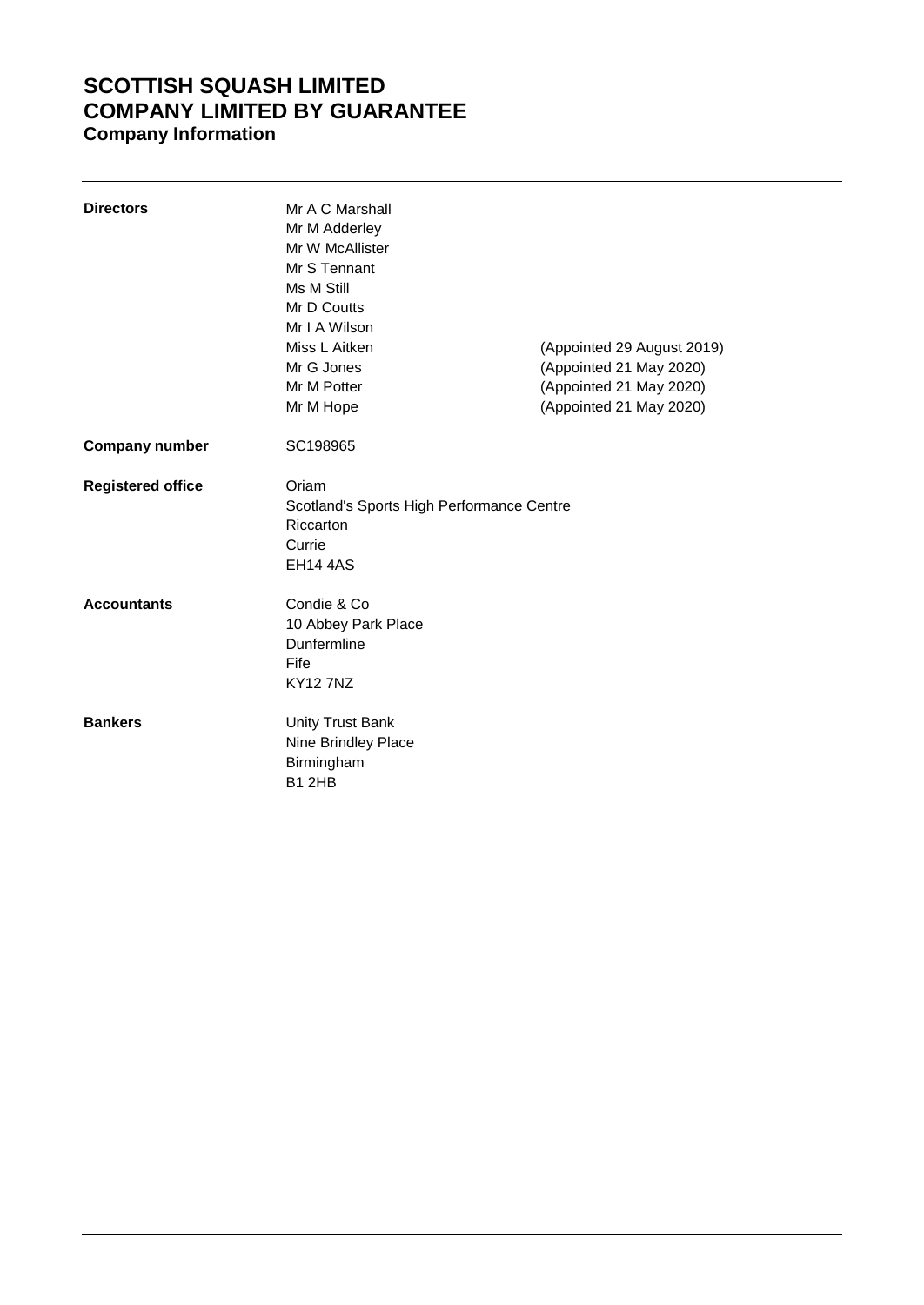# SCOTTISH SQUASH LIMITED
# COMPANY LIMITED BY GUARANTEE
## Company Information

| | | |
|---|---|---|
| **Directors** | Mr A C Marshall | |
| | Mr M Adderley | |
| | Mr W McAllister | |
| | Mr S Tennant | |
| | Ms M Still | |
| | Mr D Coutts | |
| | Mr I A Wilson | |
| | Miss L Aitken | (Appointed 29 August 2019) |
| | Mr G Jones | (Appointed 21 May 2020) |
| | Mr M Potter | (Appointed 21 May 2020) |
| | Mr M Hope | (Appointed 21 May 2020) |

**Company number** SC198965

**Registered office**
Oriam
Scotland's Sports High Performance Centre
Riccarton
Currie
EH14 4AS

**Accountants**
Condie & Co
10 Abbey Park Place
Dunfermline
Fife
KY12 7NZ

**Bankers**
Unity Trust Bank
Nine Brindley Place
Birmingham
B1 2HB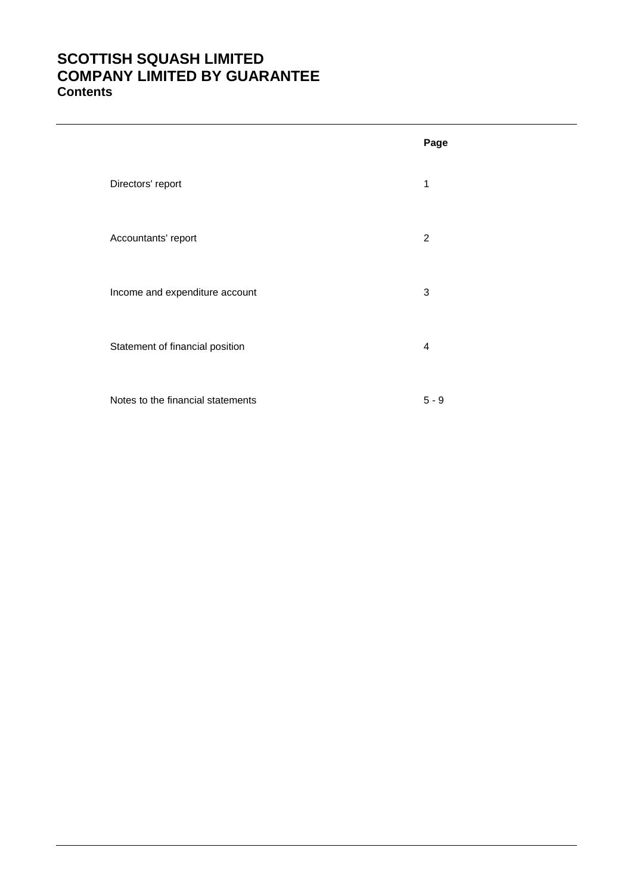# SCOTTISH SQUASH LIMITED
# COMPANY LIMITED BY GUARANTEE
## Contents

| | Page |
|---|---|
| Directors' report | 1 |
| Accountants' report | 2 |
| Income and expenditure account | 3 |
| Statement of financial position | 4 |
| Notes to the financial statements | 5 - 9 |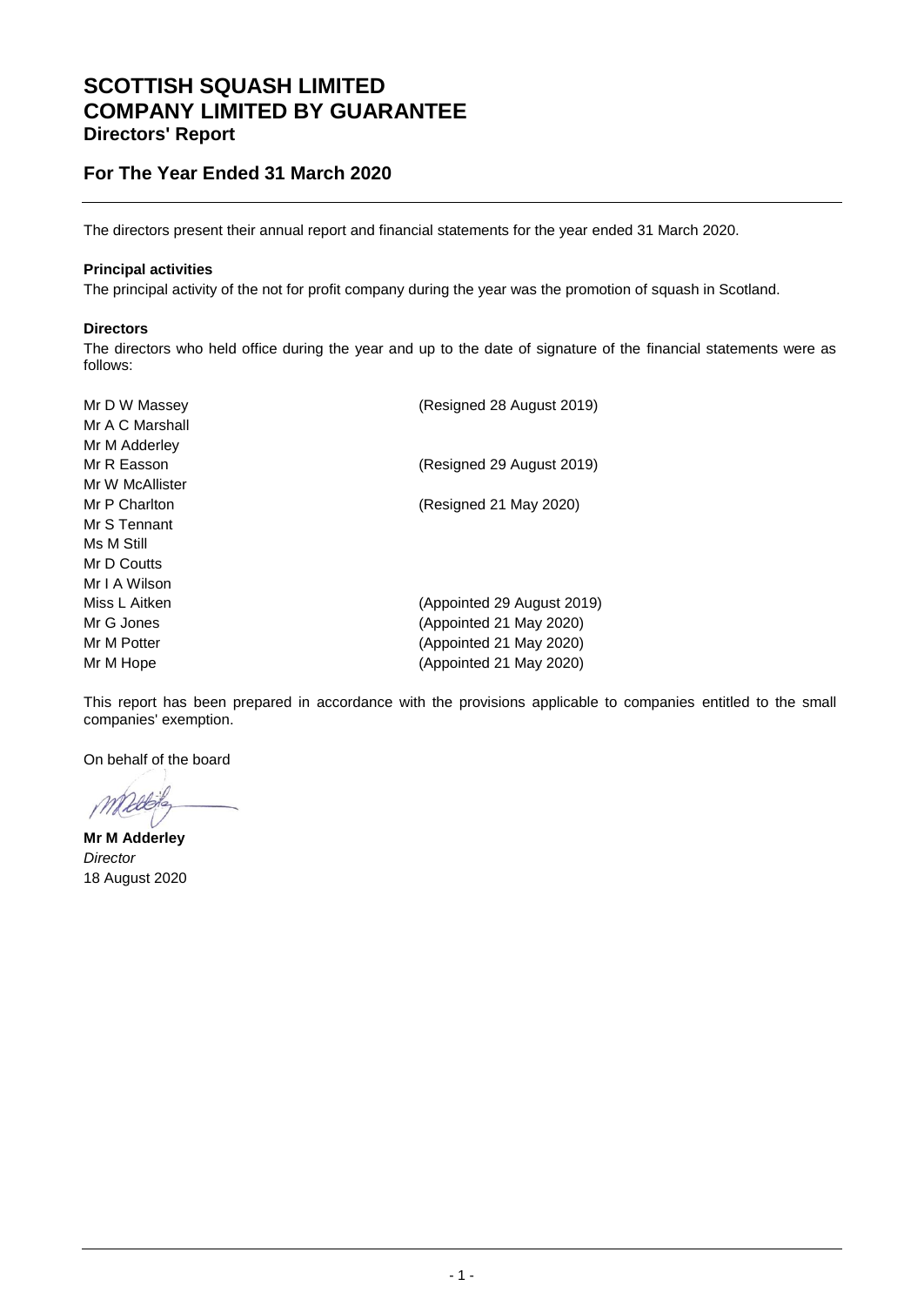# SCOTTISH SQUASH LIMITED
# COMPANY LIMITED BY GUARANTEE
## Directors' Report

## For The Year Ended 31 March 2020

The directors present their annual report and financial statements for the year ended 31 March 2020.

**Principal activities**

The principal activity of the not for profit company during the year was the promotion of squash in Scotland.

**Directors**

The directors who held office during the year and up to the date of signature of the financial statements were as follows:

| | |
|---|---|
| Mr D W Massey | (Resigned 28 August 2019) |
| Mr A C Marshall | |
| Mr M Adderley | |
| Mr R Easson | (Resigned 29 August 2019) |
| Mr W McAllister | |
| Mr P Charlton | (Resigned 21 May 2020) |
| Mr S Tennant | |
| Ms M Still | |
| Mr D Coutts | |
| Mr I A Wilson | |
| Miss L Aitken | (Appointed 29 August 2019) |
| Mr G Jones | (Appointed 21 May 2020) |
| Mr M Potter | (Appointed 21 May 2020) |
| Mr M Hope | (Appointed 21 May 2020) |

This report has been prepared in accordance with the provisions applicable to companies entitled to the small companies' exemption.

On behalf of the board

**Mr M Adderley**
*Director*
18 August 2020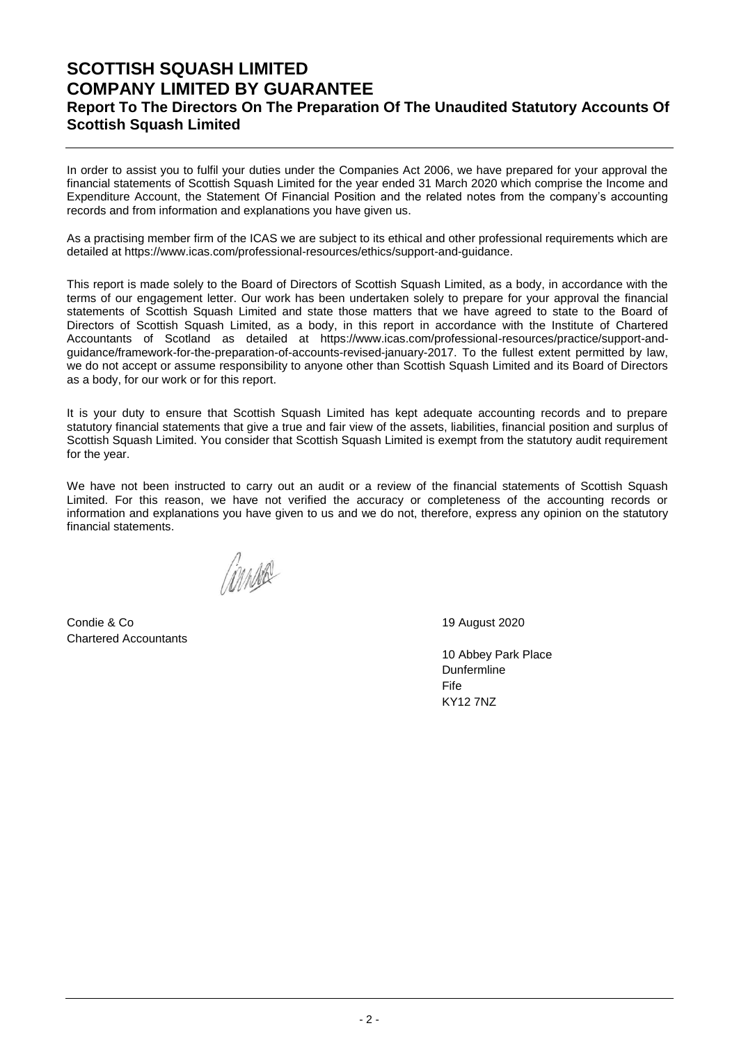# SCOTTISH SQUASH LIMITED
# COMPANY LIMITED BY GUARANTEE
## Report To The Directors On The Preparation Of The Unaudited Statutory Accounts Of Scottish Squash Limited

In order to assist you to fulfil your duties under the Companies Act 2006, we have prepared for your approval the financial statements of Scottish Squash Limited for the year ended 31 March 2020 which comprise the Income and Expenditure Account, the Statement Of Financial Position and the related notes from the company's accounting records and from information and explanations you have given us.

As a practising member firm of the ICAS we are subject to its ethical and other professional requirements which are detailed at https://www.icas.com/professional-resources/ethics/support-and-guidance.

This report is made solely to the Board of Directors of Scottish Squash Limited, as a body, in accordance with the terms of our engagement letter. Our work has been undertaken solely to prepare for your approval the financial statements of Scottish Squash Limited and state those matters that we have agreed to state to the Board of Directors of Scottish Squash Limited, as a body, in this report in accordance with the Institute of Chartered Accountants of Scotland as detailed at https://www.icas.com/professional-resources/practice/support-and-guidance/framework-for-the-preparation-of-accounts-revised-january-2017. To the fullest extent permitted by law, we do not accept or assume responsibility to anyone other than Scottish Squash Limited and its Board of Directors as a body, for our work or for this report.

It is your duty to ensure that Scottish Squash Limited has kept adequate accounting records and to prepare statutory financial statements that give a true and fair view of the assets, liabilities, financial position and surplus of Scottish Squash Limited. You consider that Scottish Squash Limited is exempt from the statutory audit requirement for the year.

We have not been instructed to carry out an audit or a review of the financial statements of Scottish Squash Limited. For this reason, we have not verified the accuracy or completeness of the accounting records or information and explanations you have given to us and we do not, therefore, express any opinion on the statutory financial statements.

Condie & Co
Chartered Accountants

19 August 2020

10 Abbey Park Place
Dunfermline
Fife
KY12 7NZ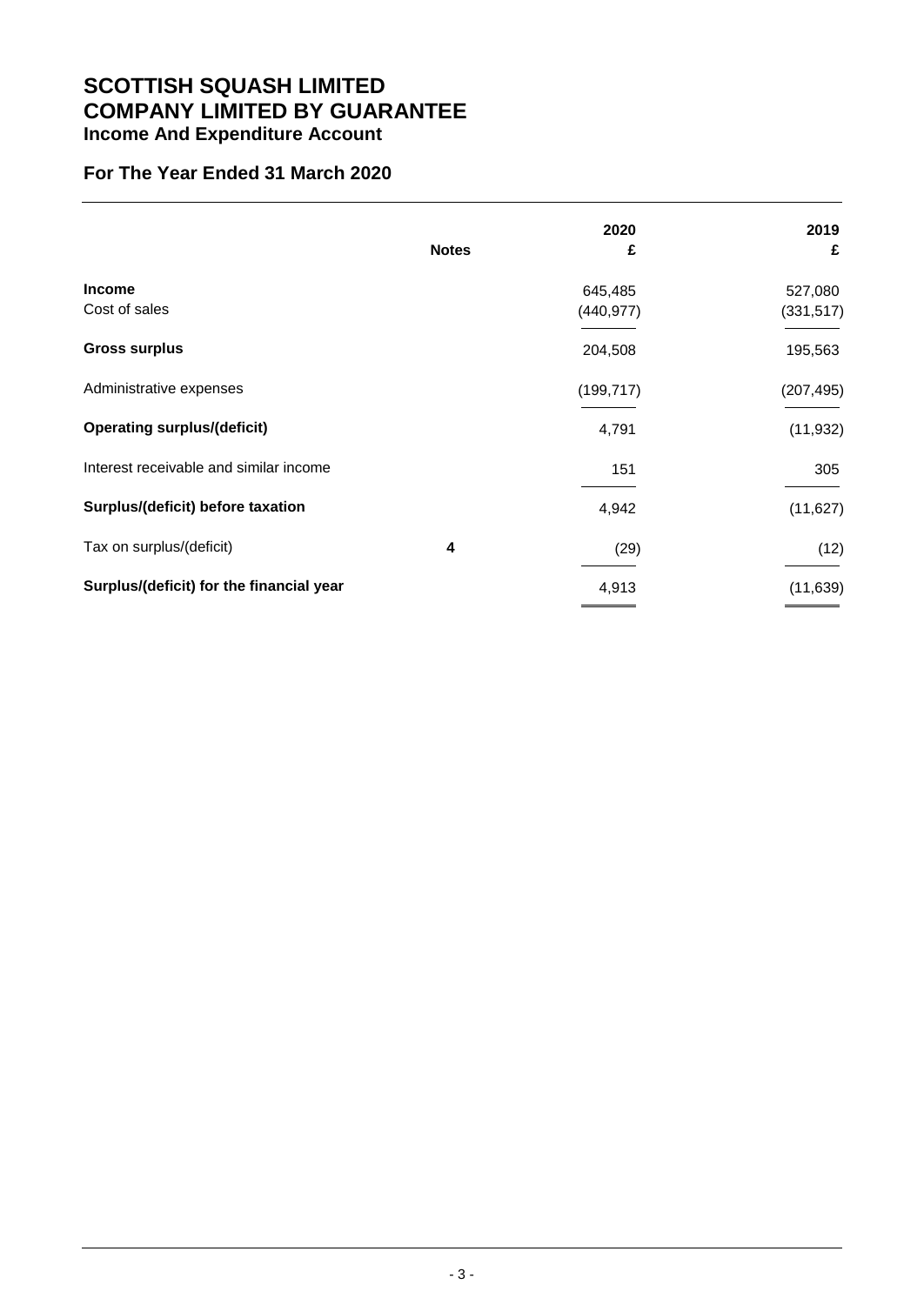# SCOTTISH SQUASH LIMITED
# COMPANY LIMITED BY GUARANTEE
## Income And Expenditure Account

## For The Year Ended 31 March 2020

| | Notes | 2020 £ | 2019 £ |
|---|---|---|---|
| **Income** | | 645,485 | 527,080 |
| Cost of sales | | (440,977) | (331,517) |
| **Gross surplus** | | 204,508 | 195,563 |
| Administrative expenses | | (199,717) | (207,495) |
| **Operating surplus/(deficit)** | | 4,791 | (11,932) |
| Interest receivable and similar income | | 151 | 305 |
| **Surplus/(deficit) before taxation** | | 4,942 | (11,627) |
| Tax on surplus/(deficit) | **4** | (29) | (12) |
| **Surplus/(deficit) for the financial year** | | 4,913 | (11,639) |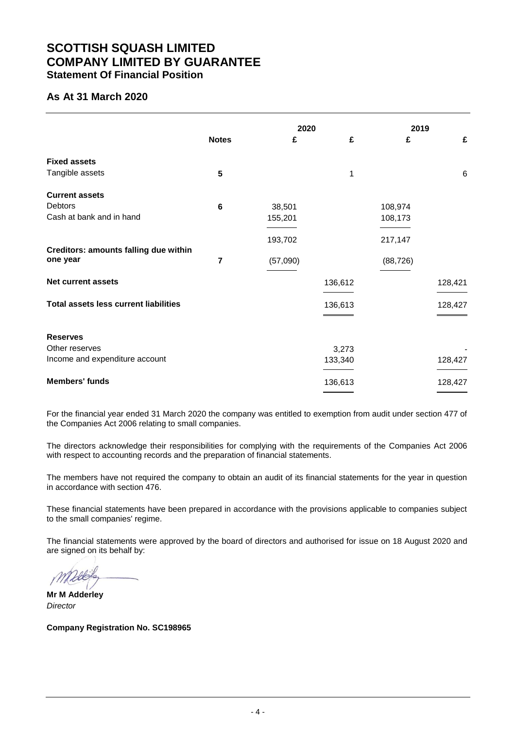# SCOTTISH SQUASH LIMITED
# COMPANY LIMITED BY GUARANTEE
## Statement Of Financial Position

## As At 31 March 2020

| | Notes | 2020 £ | 2020 £ | 2019 £ | 2019 £ |
|---|---|---|---|---|---|
| **Fixed assets** | | | | | |
| Tangible assets | 5 | | 1 | | 6 |
| **Current assets** | | | | | |
| Debtors | 6 | 38,501 | | 108,974 | |
| Cash at bank and in hand | | 155,201 | | 108,173 | |
| | | 193,702 | | 217,147 | |
| **Creditors: amounts falling due within one year** | 7 | (57,090) | | (88,726) | |
| **Net current assets** | | | 136,612 | | 128,421 |
| **Total assets less current liabilities** | | | 136,613 | | 128,427 |
| **Reserves** | | | | | |
| Other reserves | | | 3,273 | | - |
| Income and expenditure account | | | 133,340 | | 128,427 |
| **Members' funds** | | | 136,613 | | 128,427 |

For the financial year ended 31 March 2020 the company was entitled to exemption from audit under section 477 of the Companies Act 2006 relating to small companies.

The directors acknowledge their responsibilities for complying with the requirements of the Companies Act 2006 with respect to accounting records and the preparation of financial statements.

The members have not required the company to obtain an audit of its financial statements for the year in question in accordance with section 476.

These financial statements have been prepared in accordance with the provisions applicable to companies subject to the small companies' regime.

The financial statements were approved by the board of directors and authorised for issue on 18 August 2020 and are signed on its behalf by:

**Mr M Adderley**
*Director*

**Company Registration No. SC198965**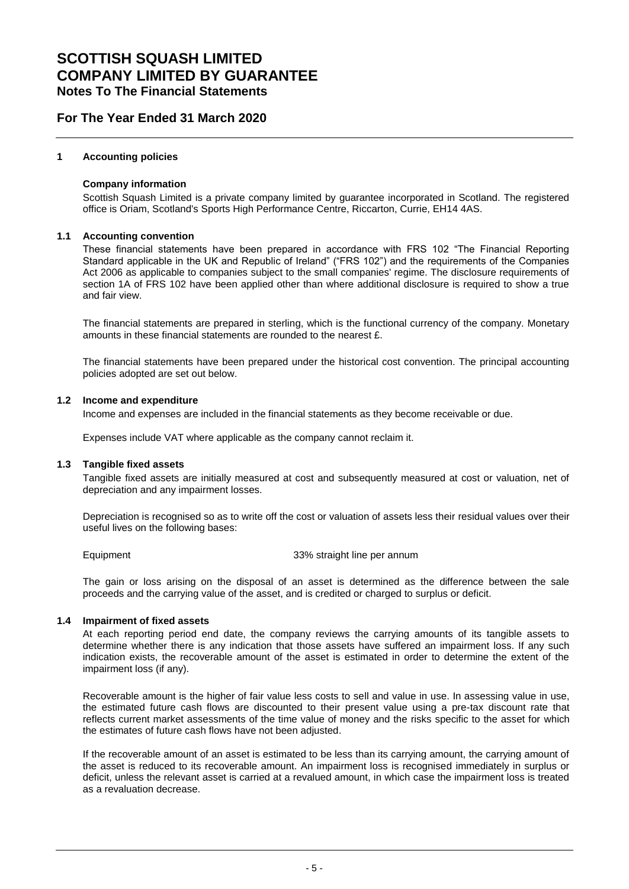# SCOTTISH SQUASH LIMITED
# COMPANY LIMITED BY GUARANTEE
## Notes To The Financial Statements

## For The Year Ended 31 March 2020

### 1 Accounting policies

**Company information**

Scottish Squash Limited is a private company limited by guarantee incorporated in Scotland. The registered office is Oriam, Scotland's Sports High Performance Centre, Riccarton, Currie, EH14 4AS.

### 1.1 Accounting convention

These financial statements have been prepared in accordance with FRS 102 "The Financial Reporting Standard applicable in the UK and Republic of Ireland" ("FRS 102") and the requirements of the Companies Act 2006 as applicable to companies subject to the small companies' regime. The disclosure requirements of section 1A of FRS 102 have been applied other than where additional disclosure is required to show a true and fair view.

The financial statements are prepared in sterling, which is the functional currency of the company. Monetary amounts in these financial statements are rounded to the nearest £.

The financial statements have been prepared under the historical cost convention. The principal accounting policies adopted are set out below.

### 1.2 Income and expenditure

Income and expenses are included in the financial statements as they become receivable or due.

Expenses include VAT where applicable as the company cannot reclaim it.

### 1.3 Tangible fixed assets

Tangible fixed assets are initially measured at cost and subsequently measured at cost or valuation, net of depreciation and any impairment losses.

Depreciation is recognised so as to write off the cost or valuation of assets less their residual values over their useful lives on the following bases:

| | |
|---|---|
| Equipment | 33% straight line per annum |

The gain or loss arising on the disposal of an asset is determined as the difference between the sale proceeds and the carrying value of the asset, and is credited or charged to surplus or deficit.

### 1.4 Impairment of fixed assets

At each reporting period end date, the company reviews the carrying amounts of its tangible assets to determine whether there is any indication that those assets have suffered an impairment loss. If any such indication exists, the recoverable amount of the asset is estimated in order to determine the extent of the impairment loss (if any).

Recoverable amount is the higher of fair value less costs to sell and value in use. In assessing value in use, the estimated future cash flows are discounted to their present value using a pre-tax discount rate that reflects current market assessments of the time value of money and the risks specific to the asset for which the estimates of future cash flows have not been adjusted.

If the recoverable amount of an asset is estimated to be less than its carrying amount, the carrying amount of the asset is reduced to its recoverable amount. An impairment loss is recognised immediately in surplus or deficit, unless the relevant asset is carried at a revalued amount, in which case the impairment loss is treated as a revaluation decrease.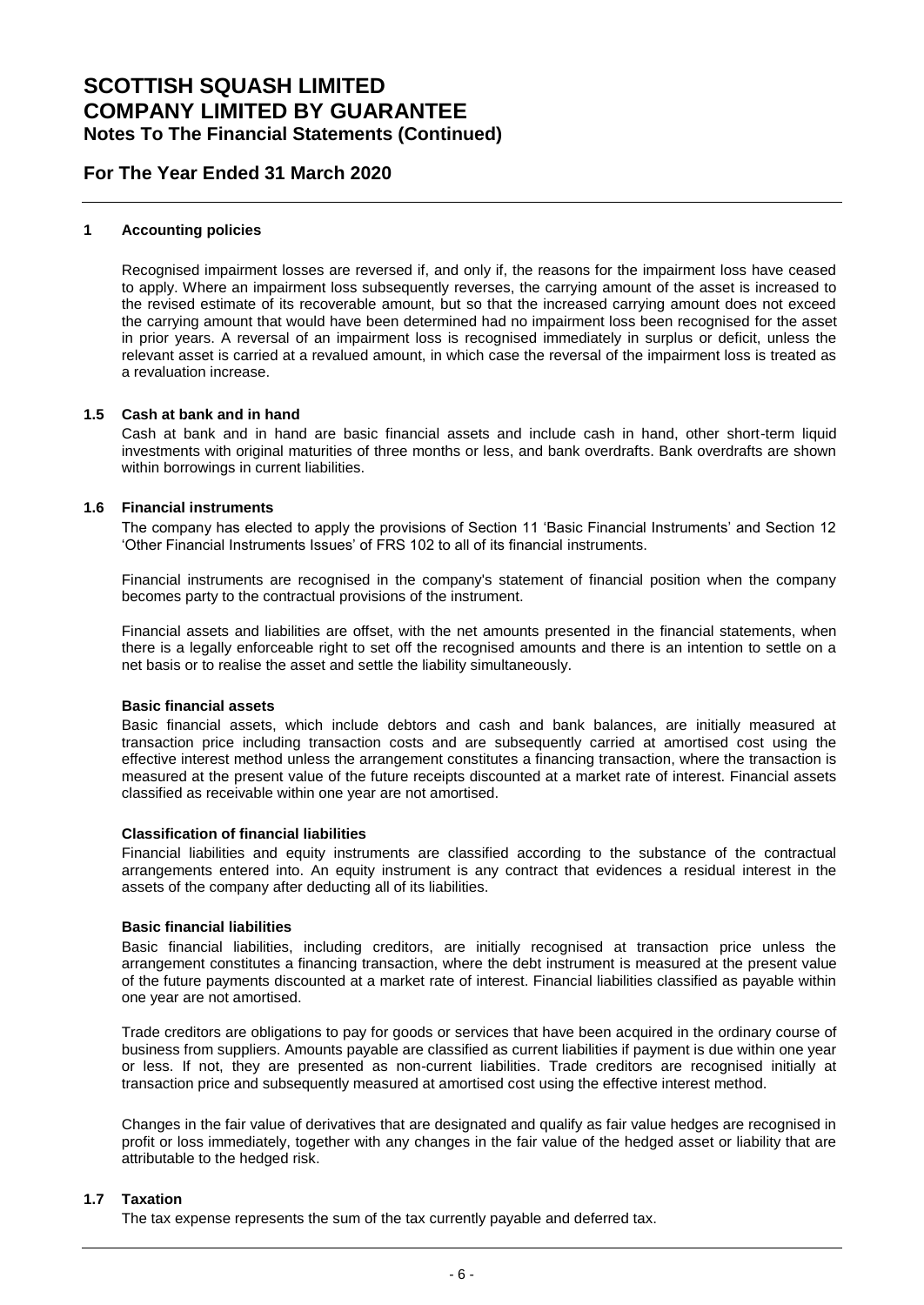# SCOTTISH SQUASH LIMITED
# COMPANY LIMITED BY GUARANTEE
## Notes To The Financial Statements (Continued)

## For The Year Ended 31 March 2020

### 1 Accounting policies

Recognised impairment losses are reversed if, and only if, the reasons for the impairment loss have ceased to apply. Where an impairment loss subsequently reverses, the carrying amount of the asset is increased to the revised estimate of its recoverable amount, but so that the increased carrying amount does not exceed the carrying amount that would have been determined had no impairment loss been recognised for the asset in prior years. A reversal of an impairment loss is recognised immediately in surplus or deficit, unless the relevant asset is carried at a revalued amount, in which case the reversal of the impairment loss is treated as a revaluation increase.

### 1.5 Cash at bank and in hand

Cash at bank and in hand are basic financial assets and include cash in hand, other short-term liquid investments with original maturities of three months or less, and bank overdrafts. Bank overdrafts are shown within borrowings in current liabilities.

### 1.6 Financial instruments

The company has elected to apply the provisions of Section 11 'Basic Financial Instruments' and Section 12 'Other Financial Instruments Issues' of FRS 102 to all of its financial instruments.

Financial instruments are recognised in the company's statement of financial position when the company becomes party to the contractual provisions of the instrument.

Financial assets and liabilities are offset, with the net amounts presented in the financial statements, when there is a legally enforceable right to set off the recognised amounts and there is an intention to settle on a net basis or to realise the asset and settle the liability simultaneously.

**Basic financial assets**

Basic financial assets, which include debtors and cash and bank balances, are initially measured at transaction price including transaction costs and are subsequently carried at amortised cost using the effective interest method unless the arrangement constitutes a financing transaction, where the transaction is measured at the present value of the future receipts discounted at a market rate of interest. Financial assets classified as receivable within one year are not amortised.

**Classification of financial liabilities**

Financial liabilities and equity instruments are classified according to the substance of the contractual arrangements entered into. An equity instrument is any contract that evidences a residual interest in the assets of the company after deducting all of its liabilities.

**Basic financial liabilities**

Basic financial liabilities, including creditors, are initially recognised at transaction price unless the arrangement constitutes a financing transaction, where the debt instrument is measured at the present value of the future payments discounted at a market rate of interest. Financial liabilities classified as payable within one year are not amortised.

Trade creditors are obligations to pay for goods or services that have been acquired in the ordinary course of business from suppliers. Amounts payable are classified as current liabilities if payment is due within one year or less. If not, they are presented as non-current liabilities. Trade creditors are recognised initially at transaction price and subsequently measured at amortised cost using the effective interest method.

Changes in the fair value of derivatives that are designated and qualify as fair value hedges are recognised in profit or loss immediately, together with any changes in the fair value of the hedged asset or liability that are attributable to the hedged risk.

### 1.7 Taxation

The tax expense represents the sum of the tax currently payable and deferred tax.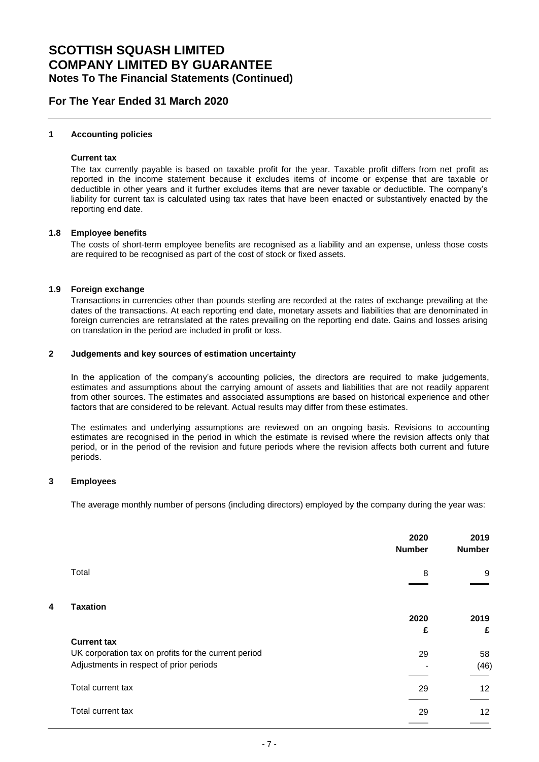# SCOTTISH SQUASH LIMITED
# COMPANY LIMITED BY GUARANTEE
## Notes To The Financial Statements (Continued)

## For The Year Ended 31 March 2020

### 1 Accounting policies

**Current tax**

The tax currently payable is based on taxable profit for the year. Taxable profit differs from net profit as reported in the income statement because it excludes items of income or expense that are taxable or deductible in other years and it further excludes items that are never taxable or deductible. The company's liability for current tax is calculated using tax rates that have been enacted or substantively enacted by the reporting end date.

### 1.8 Employee benefits

The costs of short-term employee benefits are recognised as a liability and an expense, unless those costs are required to be recognised as part of the cost of stock or fixed assets.

### 1.9 Foreign exchange

Transactions in currencies other than pounds sterling are recorded at the rates of exchange prevailing at the dates of the transactions. At each reporting end date, monetary assets and liabilities that are denominated in foreign currencies are retranslated at the rates prevailing on the reporting end date. Gains and losses arising on translation in the period are included in profit or loss.

### 2 Judgements and key sources of estimation uncertainty

In the application of the company's accounting policies, the directors are required to make judgements, estimates and assumptions about the carrying amount of assets and liabilities that are not readily apparent from other sources. The estimates and associated assumptions are based on historical experience and other factors that are considered to be relevant. Actual results may differ from these estimates.

The estimates and underlying assumptions are reviewed on an ongoing basis. Revisions to accounting estimates are recognised in the period in which the estimate is revised where the revision affects only that period, or in the period of the revision and future periods where the revision affects both current and future periods.

### 3 Employees

The average monthly number of persons (including directors) employed by the company during the year was:

| | 2020<br>Number | 2019<br>Number |
|---|---|---|
| Total | 8 | 9 |

### 4 Taxation

| | 2020<br>£ | 2019<br>£ |
|---|---|---|
| **Current tax** | | |
| UK corporation tax on profits for the current period | 29 | 58 |
| Adjustments in respect of prior periods | - | (46) |
| Total current tax | 29 | 12 |
| Total current tax | 29 | 12 |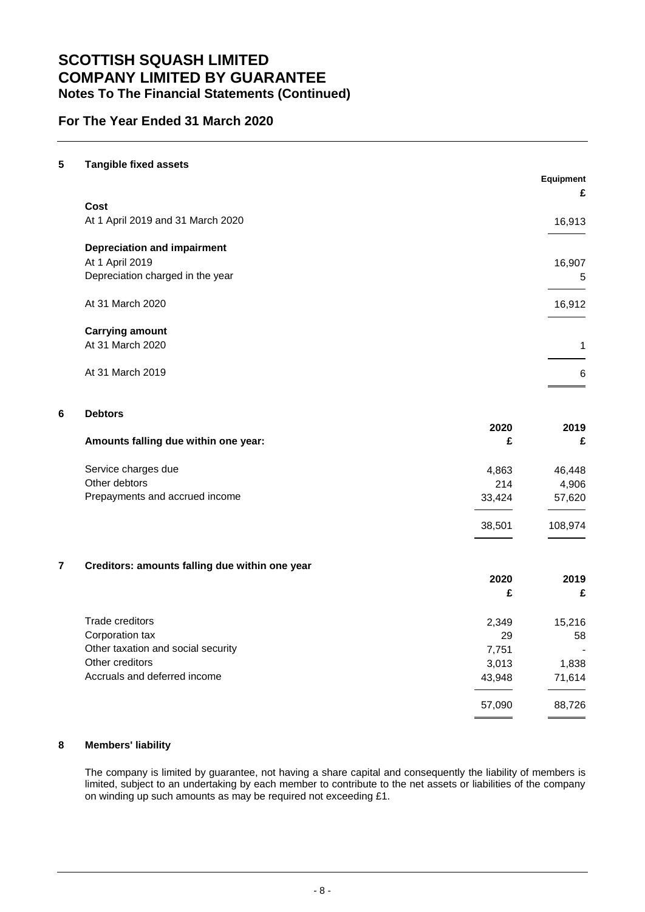# SCOTTISH SQUASH LIMITED
# COMPANY LIMITED BY GUARANTEE
## Notes To The Financial Statements (Continued)

## For The Year Ended 31 March 2020

### 5 Tangible fixed assets

| | Equipment |
|---|---|
| | £ |
| **Cost** | |
| At 1 April 2019 and 31 March 2020 | 16,913 |
| **Depreciation and impairment** | |
| At 1 April 2019 | 16,907 |
| Depreciation charged in the year | 5 |
| At 31 March 2020 | 16,912 |
| **Carrying amount** | |
| At 31 March 2020 | 1 |
| At 31 March 2019 | 6 |

### 6 Debtors

| | 2020 | 2019 |
|---|---|---|
| **Amounts falling due within one year:** | £ | £ |
| Service charges due | 4,863 | 46,448 |
| Other debtors | 214 | 4,906 |
| Prepayments and accrued income | 33,424 | 57,620 |
| | 38,501 | 108,974 |

### 7 Creditors: amounts falling due within one year

| | 2020 | 2019 |
|---|---|---|
| | £ | £ |
| Trade creditors | 2,349 | 15,216 |
| Corporation tax | 29 | 58 |
| Other taxation and social security | 7,751 | - |
| Other creditors | 3,013 | 1,838 |
| Accruals and deferred income | 43,948 | 71,614 |
| | 57,090 | 88,726 |

### 8 Members' liability

The company is limited by guarantee, not having a share capital and consequently the liability of members is limited, subject to an undertaking by each member to contribute to the net assets or liabilities of the company on winding up such amounts as may be required not exceeding £1.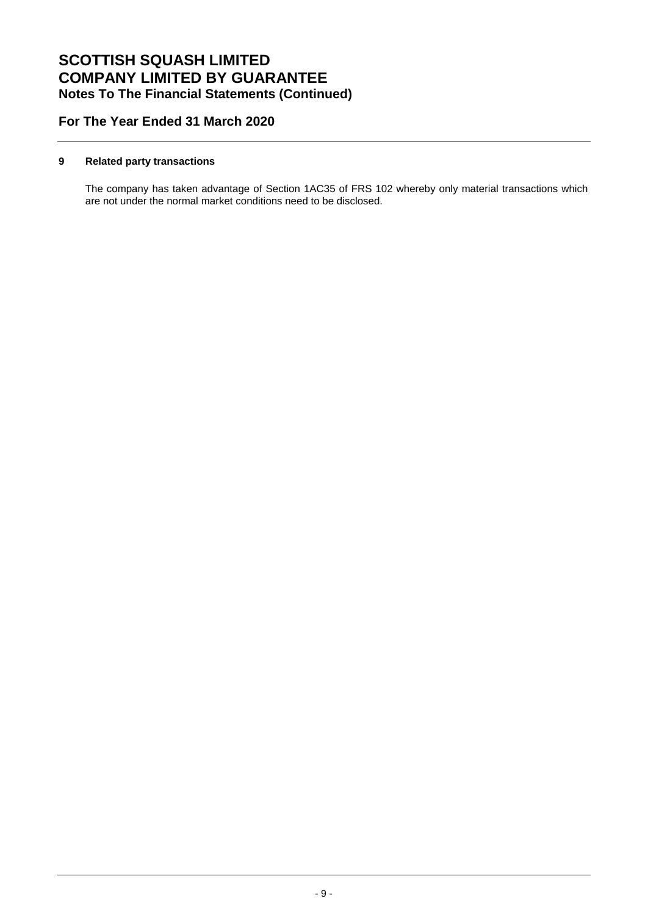# SCOTTISH SQUASH LIMITED
# COMPANY LIMITED BY GUARANTEE
## Notes To The Financial Statements (Continued)

## For The Year Ended 31 March 2020

### 9 Related party transactions

The company has taken advantage of Section 1AC35 of FRS 102 whereby only material transactions which are not under the normal market conditions need to be disclosed.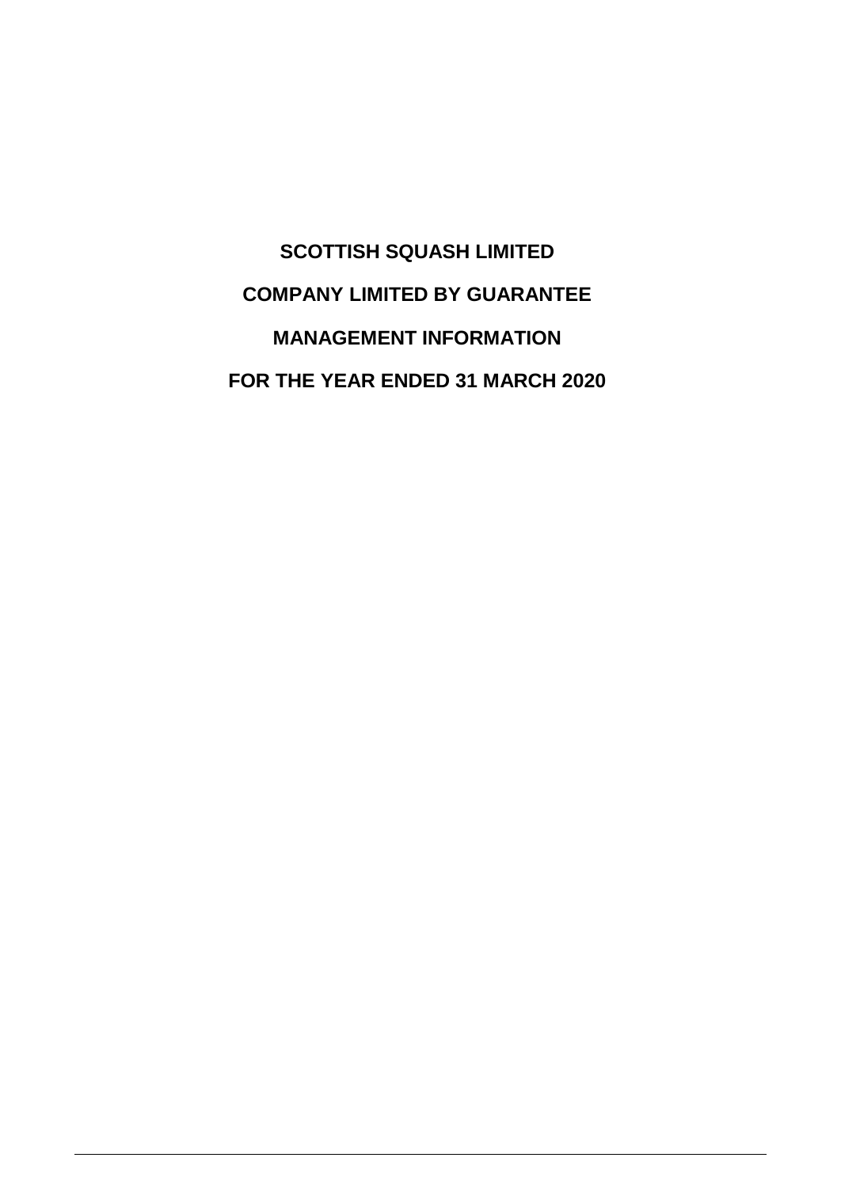**SCOTTISH SQUASH LIMITED**

**COMPANY LIMITED BY GUARANTEE**

**MANAGEMENT INFORMATION**

**FOR THE YEAR ENDED 31 MARCH 2020**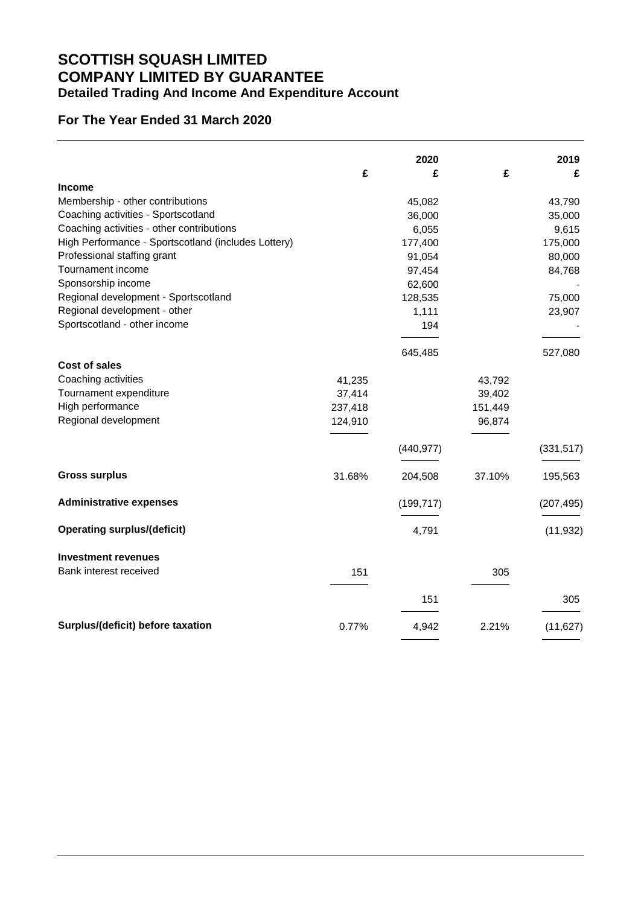# SCOTTISH SQUASH LIMITED
# COMPANY LIMITED BY GUARANTEE
## Detailed Trading And Income And Expenditure Account

## For The Year Ended 31 March 2020

| | | 2020 | | 2019 |
|---|---|---|---|---|
| | £ | £ | £ | £ |
| **Income** | | | | |
| Membership - other contributions | | 45,082 | | 43,790 |
| Coaching activities - Sportscotland | | 36,000 | | 35,000 |
| Coaching activities - other contributions | | 6,055 | | 9,615 |
| High Performance - Sportscotland (includes Lottery) | | 177,400 | | 175,000 |
| Professional staffing grant | | 91,054 | | 80,000 |
| Tournament income | | 97,454 | | 84,768 |
| Sponsorship income | | 62,600 | | - |
| Regional development - Sportscotland | | 128,535 | | 75,000 |
| Regional development - other | | 1,111 | | 23,907 |
| Sportscotland - other income | | 194 | | - |
| | | 645,485 | | 527,080 |
| **Cost of sales** | | | | |
| Coaching activities | 41,235 | | 43,792 | |
| Tournament expenditure | 37,414 | | 39,402 | |
| High performance | 237,418 | | 151,449 | |
| Regional development | 124,910 | | 96,874 | |
| | | (440,977) | | (331,517) |
| **Gross surplus** | 31.68% | 204,508 | 37.10% | 195,563 |
| **Administrative expenses** | | (199,717) | | (207,495) |
| **Operating surplus/(deficit)** | | 4,791 | | (11,932) |
| **Investment revenues** | | | | |
| Bank interest received | 151 | | 305 | |
| | | 151 | | 305 |
| **Surplus/(deficit) before taxation** | 0.77% | 4,942 | 2.21% | (11,627) |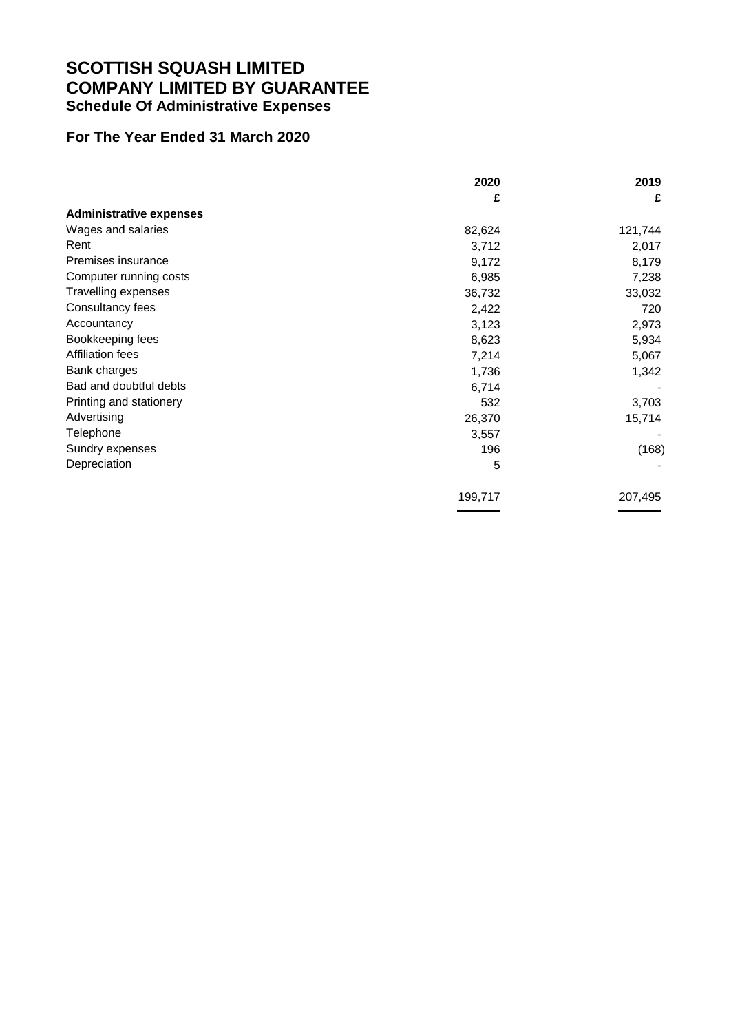# SCOTTISH SQUASH LIMITED
# COMPANY LIMITED BY GUARANTEE
## Schedule Of Administrative Expenses

## For The Year Ended 31 March 2020

| | 2020 | 2019 |
|---|---|---|
| | £ | £ |
| **Administrative expenses** | | |
| Wages and salaries | 82,624 | 121,744 |
| Rent | 3,712 | 2,017 |
| Premises insurance | 9,172 | 8,179 |
| Computer running costs | 6,985 | 7,238 |
| Travelling expenses | 36,732 | 33,032 |
| Consultancy fees | 2,422 | 720 |
| Accountancy | 3,123 | 2,973 |
| Bookkeeping fees | 8,623 | 5,934 |
| Affiliation fees | 7,214 | 5,067 |
| Bank charges | 1,736 | 1,342 |
| Bad and doubtful debts | 6,714 | - |
| Printing and stationery | 532 | 3,703 |
| Advertising | 26,370 | 15,714 |
| Telephone | 3,557 | - |
| Sundry expenses | 196 | (168) |
| Depreciation | 5 | - |
| | 199,717 | 207,495 |